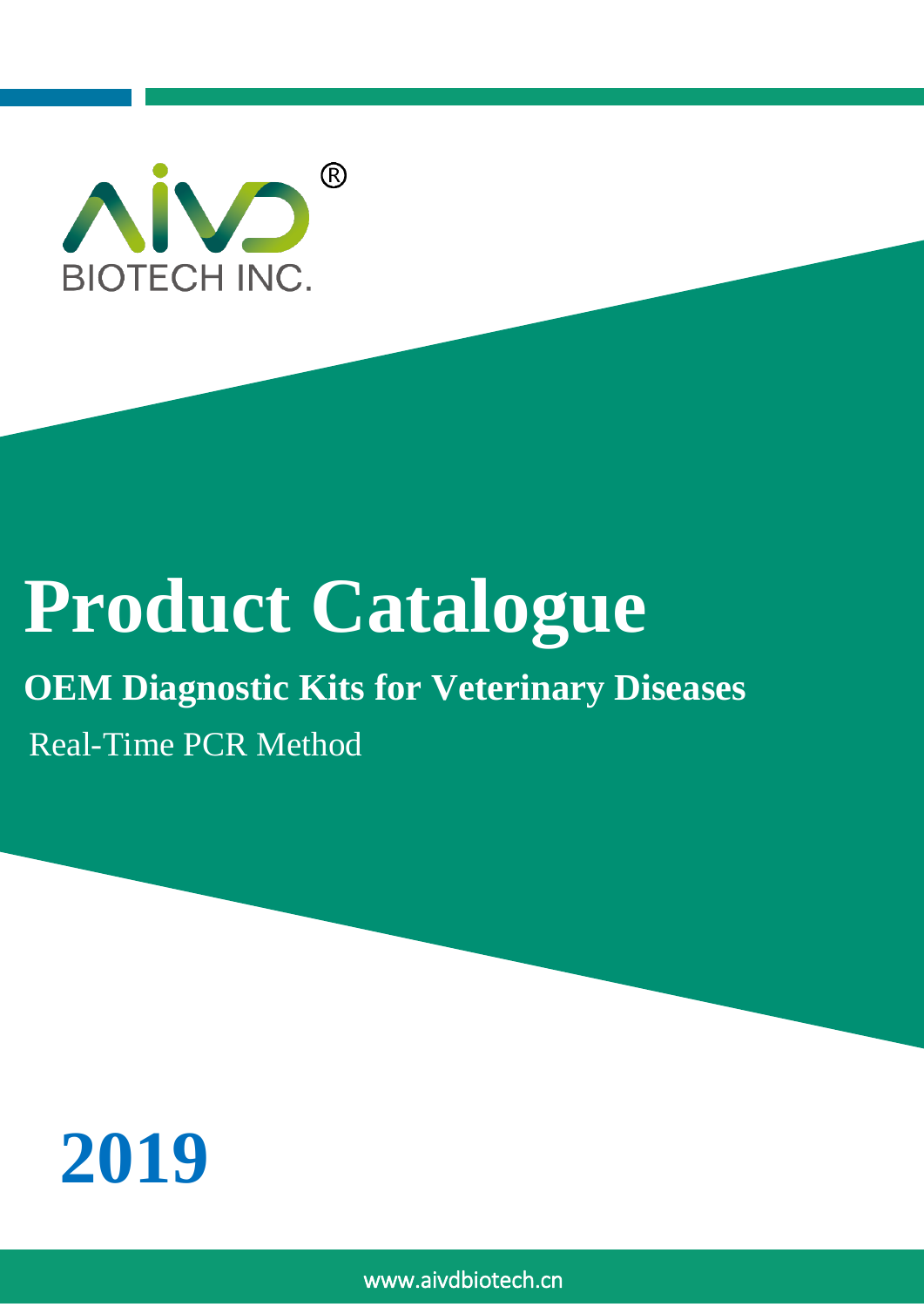AIVD®

BIOTECH INC.

# Product Catalogue

## OEM Diagnostic Kits for Veterinary Diseases

Real-Time PCR Method

**2019**

www.aivdbiotech.cn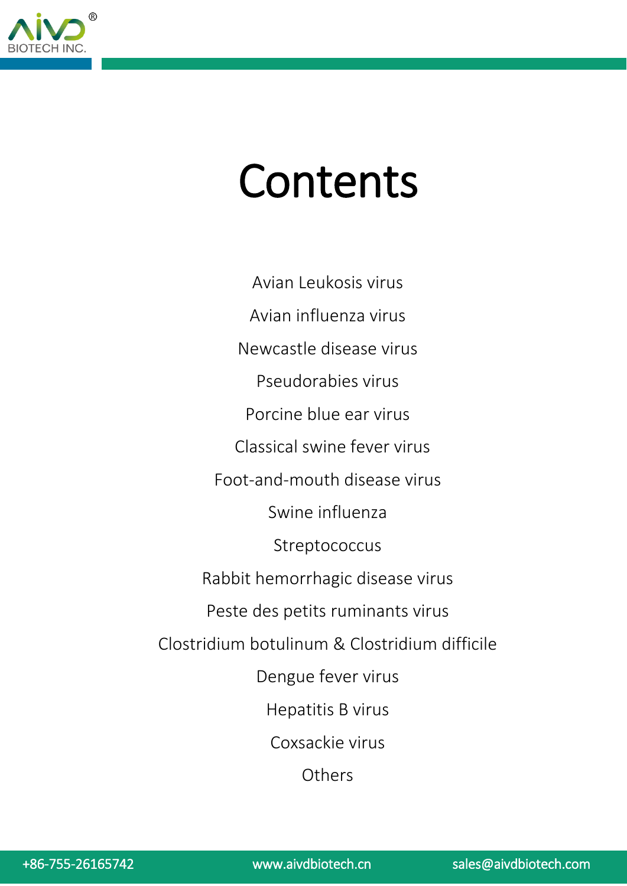# Contents

Avian Leukosis virus

Avian influenza virus

Newcastle disease virus

Pseudorabies virus

Porcine blue ear virus

Classical swine fever virus

Foot-and-mouth disease virus

Swine influenza

Streptococcus

Rabbit hemorrhagic disease virus

Peste des petits ruminants virus

Clostridium botulinum & Clostridium difficile

Dengue fever virus

Hepatitis B virus

Coxsackie virus

Others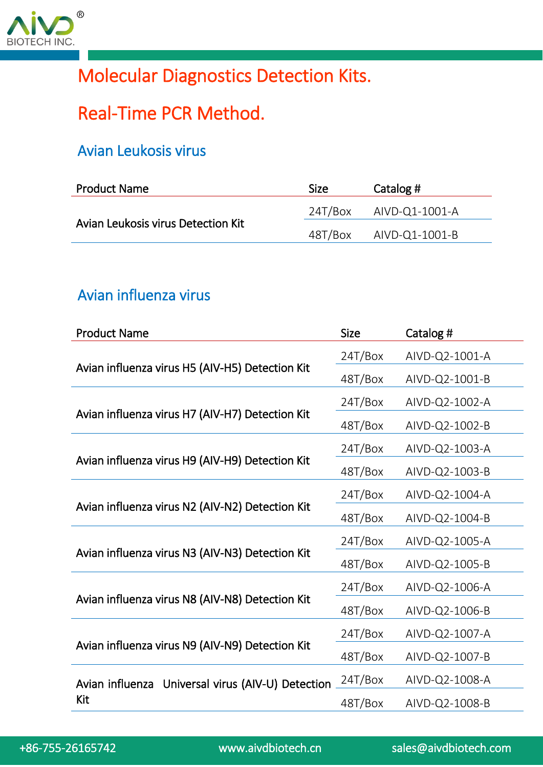# Molecular Diagnostics Detection Kits.

# Real-Time PCR Method.

## Avian Leukosis virus

| Product Name | Size | Catalog # |
|---|---|---|
| Avian Leukosis virus Detection Kit | 24T/Box | AIVD-Q1-1001-A |
| | 48T/Box | AIVD-Q1-1001-B |

## Avian influenza virus

| Product Name | Size | Catalog # |
|---|---|---|
| Avian influenza virus H5 (AIV-H5) Detection Kit | 24T/Box | AIVD-Q2-1001-A |
| | 48T/Box | AIVD-Q2-1001-B |
| Avian influenza virus H7 (AIV-H7) Detection Kit | 24T/Box | AIVD-Q2-1002-A |
| | 48T/Box | AIVD-Q2-1002-B |
| Avian influenza virus H9 (AIV-H9) Detection Kit | 24T/Box | AIVD-Q2-1003-A |
| | 48T/Box | AIVD-Q2-1003-B |
| Avian influenza virus N2 (AIV-N2) Detection Kit | 24T/Box | AIVD-Q2-1004-A |
| | 48T/Box | AIVD-Q2-1004-B |
| Avian influenza virus N3 (AIV-N3) Detection Kit | 24T/Box | AIVD-Q2-1005-A |
| | 48T/Box | AIVD-Q2-1005-B |
| Avian influenza virus N8 (AIV-N8) Detection Kit | 24T/Box | AIVD-Q2-1006-A |
| | 48T/Box | AIVD-Q2-1006-B |
| Avian influenza virus N9 (AIV-N9) Detection Kit | 24T/Box | AIVD-Q2-1007-A |
| | 48T/Box | AIVD-Q2-1007-B |
| Avian influenza Universal virus (AIV-U) Detection Kit | 24T/Box | AIVD-Q2-1008-A |
| | 48T/Box | AIVD-Q2-1008-B |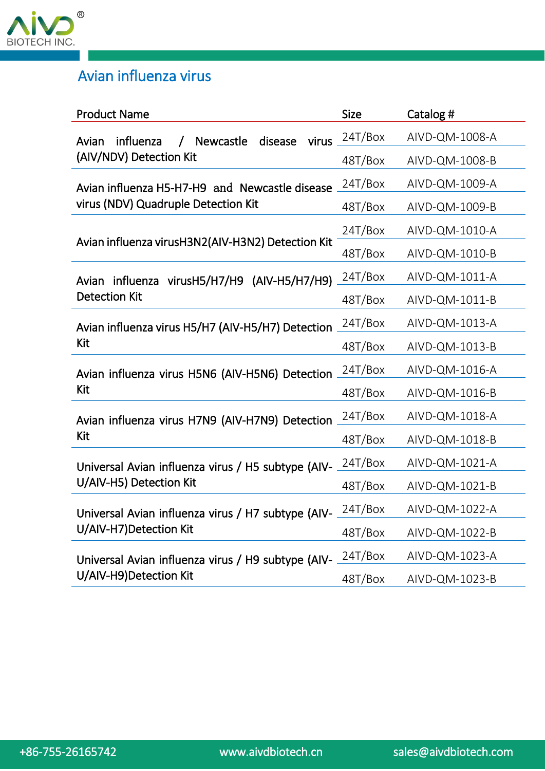## Avian influenza virus

| Product Name | Size | Catalog # |
|---|---|---|
| Avian influenza / Newcastle disease virus (AIV/NDV) Detection Kit | 24T/Box | AIVD-QM-1008-A |
| | 48T/Box | AIVD-QM-1008-B |
| Avian influenza H5-H7-H9 and Newcastle disease virus (NDV) Quadruple Detection Kit | 24T/Box | AIVD-QM-1009-A |
| | 48T/Box | AIVD-QM-1009-B |
| Avian influenza virusH3N2(AIV-H3N2) Detection Kit | 24T/Box | AIVD-QM-1010-A |
| | 48T/Box | AIVD-QM-1010-B |
| Avian influenza virusH5/H7/H9 (AIV-H5/H7/H9) Detection Kit | 24T/Box | AIVD-QM-1011-A |
| | 48T/Box | AIVD-QM-1011-B |
| Avian influenza virus H5/H7 (AIV-H5/H7) Detection Kit | 24T/Box | AIVD-QM-1013-A |
| | 48T/Box | AIVD-QM-1013-B |
| Avian influenza virus H5N6 (AIV-H5N6) Detection Kit | 24T/Box | AIVD-QM-1016-A |
| | 48T/Box | AIVD-QM-1016-B |
| Avian influenza virus H7N9 (AIV-H7N9) Detection Kit | 24T/Box | AIVD-QM-1018-A |
| | 48T/Box | AIVD-QM-1018-B |
| Universal Avian influenza virus / H5 subtype (AIV-U/AIV-H5) Detection Kit | 24T/Box | AIVD-QM-1021-A |
| | 48T/Box | AIVD-QM-1021-B |
| Universal Avian influenza virus / H7 subtype (AIV-U/AIV-H7)Detection Kit | 24T/Box | AIVD-QM-1022-A |
| | 48T/Box | AIVD-QM-1022-B |
| Universal Avian influenza virus / H9 subtype (AIV-U/AIV-H9)Detection Kit | 24T/Box | AIVD-QM-1023-A |
| | 48T/Box | AIVD-QM-1023-B |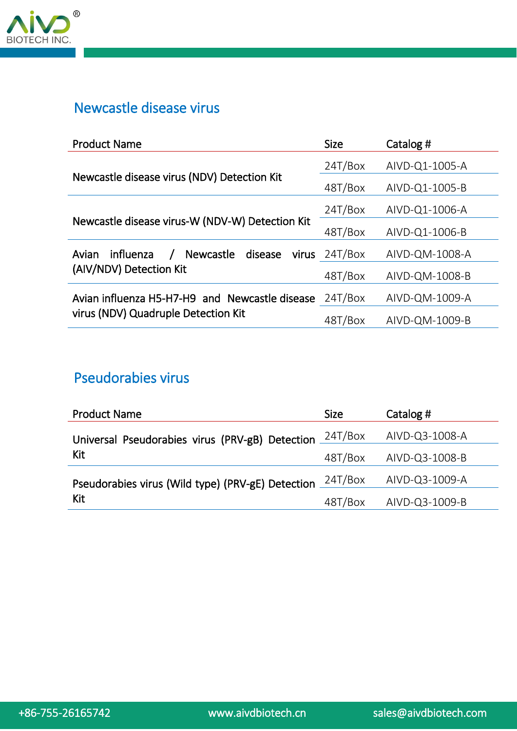## Newcastle disease virus

| Product Name | Size | Catalog # |
|---|---|---|
| Newcastle disease virus (NDV) Detection Kit | 24T/Box | AIVD-Q1-1005-A |
| | 48T/Box | AIVD-Q1-1005-B |
| Newcastle disease virus-W (NDV-W) Detection Kit | 24T/Box | AIVD-Q1-1006-A |
| | 48T/Box | AIVD-Q1-1006-B |
| Avian influenza / Newcastle disease virus (AIV/NDV) Detection Kit | 24T/Box | AIVD-QM-1008-A |
| | 48T/Box | AIVD-QM-1008-B |
| Avian influenza H5-H7-H9 and Newcastle disease virus (NDV) Quadruple Detection Kit | 24T/Box | AIVD-QM-1009-A |
| | 48T/Box | AIVD-QM-1009-B |

## Pseudorabies virus

| Product Name | Size | Catalog # |
|---|---|---|
| Universal Pseudorabies virus (PRV-gB) Detection Kit | 24T/Box | AIVD-Q3-1008-A |
| | 48T/Box | AIVD-Q3-1008-B |
| Pseudorabies virus (Wild type) (PRV-gE) Detection Kit | 24T/Box | AIVD-Q3-1009-A |
| | 48T/Box | AIVD-Q3-1009-B |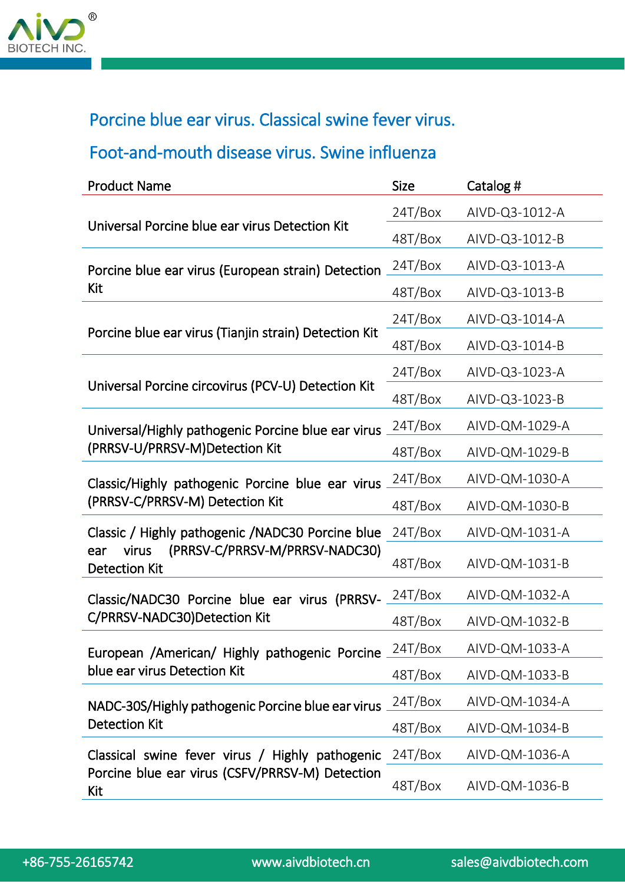## Porcine blue ear virus. Classical swine fever virus. Foot-and-mouth disease virus. Swine influenza

| Product Name | Size | Catalog # |
|---|---|---|
| Universal Porcine blue ear virus Detection Kit | 24T/Box | AIVD-Q3-1012-A |
| | 48T/Box | AIVD-Q3-1012-B |
| Porcine blue ear virus (European strain) Detection Kit | 24T/Box | AIVD-Q3-1013-A |
| | 48T/Box | AIVD-Q3-1013-B |
| Porcine blue ear virus (Tianjin strain) Detection Kit | 24T/Box | AIVD-Q3-1014-A |
| | 48T/Box | AIVD-Q3-1014-B |
| Universal Porcine circovirus (PCV-U) Detection Kit | 24T/Box | AIVD-Q3-1023-A |
| | 48T/Box | AIVD-Q3-1023-B |
| Universal/Highly pathogenic Porcine blue ear virus (PRRSV-U/PRRSV-M)Detection Kit | 24T/Box | AIVD-QM-1029-A |
| | 48T/Box | AIVD-QM-1029-B |
| Classic/Highly pathogenic Porcine blue ear virus (PRRSV-C/PRRSV-M) Detection Kit | 24T/Box | AIVD-QM-1030-A |
| | 48T/Box | AIVD-QM-1030-B |
| Classic / Highly pathogenic /NADC30 Porcine blue ear virus (PRRSV-C/PRRSV-M/PRRSV-NADC30) Detection Kit | 24T/Box | AIVD-QM-1031-A |
| | 48T/Box | AIVD-QM-1031-B |
| Classic/NADC30 Porcine blue ear virus (PRRSV-C/PRRSV-NADC30)Detection Kit | 24T/Box | AIVD-QM-1032-A |
| | 48T/Box | AIVD-QM-1032-B |
| European /American/ Highly pathogenic Porcine blue ear virus Detection Kit | 24T/Box | AIVD-QM-1033-A |
| | 48T/Box | AIVD-QM-1033-B |
| NADC-30S/Highly pathogenic Porcine blue ear virus Detection Kit | 24T/Box | AIVD-QM-1034-A |
| | 48T/Box | AIVD-QM-1034-B |
| Classical swine fever virus / Highly pathogenic Porcine blue ear virus (CSFV/PRRSV-M) Detection Kit | 24T/Box | AIVD-QM-1036-A |
| | 48T/Box | AIVD-QM-1036-B |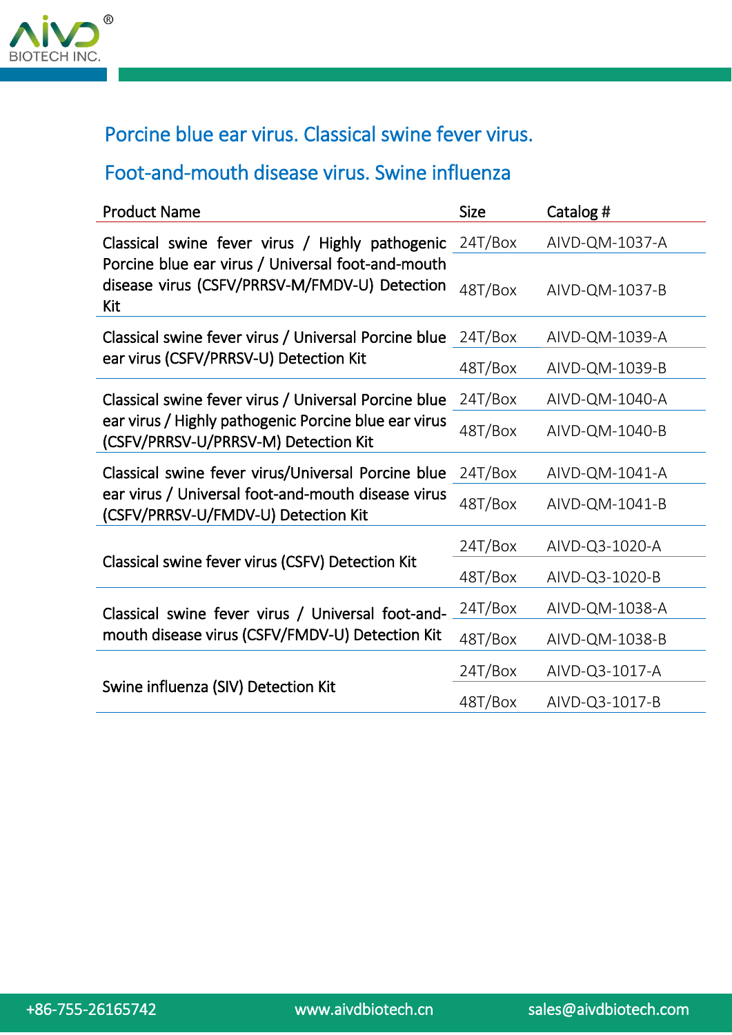## Porcine blue ear virus. Classical swine fever virus. Foot-and-mouth disease virus. Swine influenza

| Product Name | Size | Catalog # |
|---|---|---|
| Classical swine fever virus / Highly pathogenic Porcine blue ear virus / Universal foot-and-mouth disease virus (CSFV/PRRSV-M/FMDV-U) Detection Kit | 24T/Box | AIVD-QM-1037-A |
| | 48T/Box | AIVD-QM-1037-B |
| Classical swine fever virus / Universal Porcine blue ear virus (CSFV/PRRSV-U) Detection Kit | 24T/Box | AIVD-QM-1039-A |
| | 48T/Box | AIVD-QM-1039-B |
| Classical swine fever virus / Universal Porcine blue ear virus / Highly pathogenic Porcine blue ear virus (CSFV/PRRSV-U/PRRSV-M) Detection Kit | 24T/Box | AIVD-QM-1040-A |
| | 48T/Box | AIVD-QM-1040-B |
| Classical swine fever virus/Universal Porcine blue ear virus / Universal foot-and-mouth disease virus (CSFV/PRRSV-U/FMDV-U) Detection Kit | 24T/Box | AIVD-QM-1041-A |
| | 48T/Box | AIVD-QM-1041-B |
| Classical swine fever virus (CSFV) Detection Kit | 24T/Box | AIVD-Q3-1020-A |
| | 48T/Box | AIVD-Q3-1020-B |
| Classical swine fever virus / Universal foot-and-mouth disease virus (CSFV/FMDV-U) Detection Kit | 24T/Box | AIVD-QM-1038-A |
| | 48T/Box | AIVD-QM-1038-B |
| Swine influenza (SIV) Detection Kit | 24T/Box | AIVD-Q3-1017-A |
| | 48T/Box | AIVD-Q3-1017-B |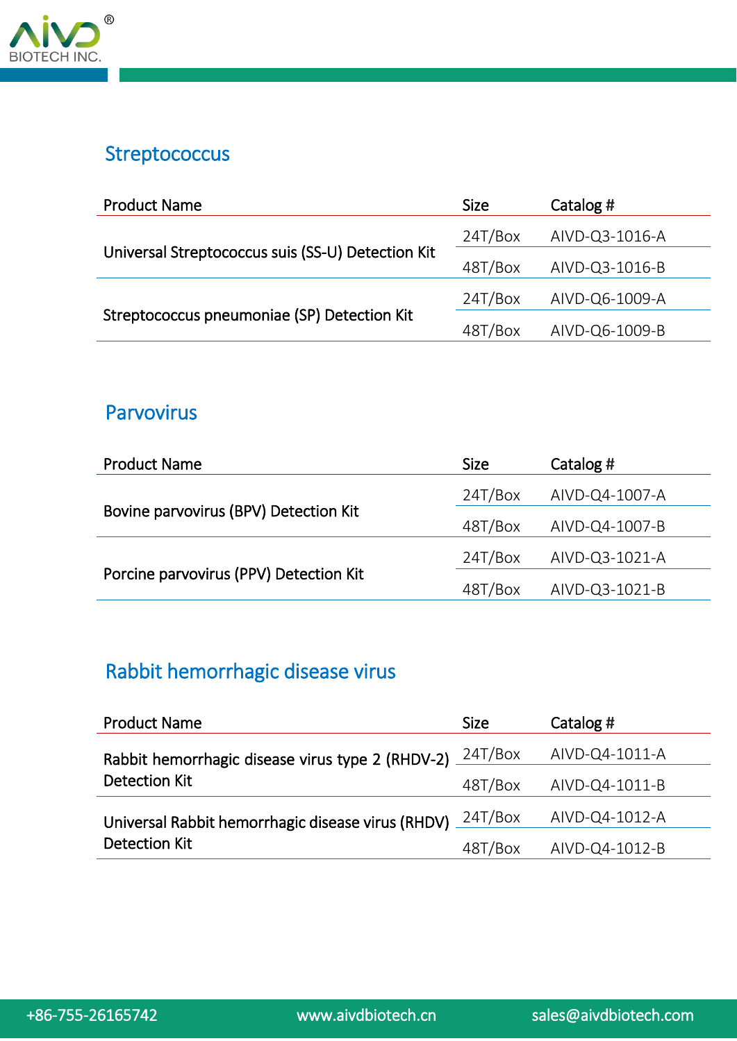## Streptococcus

| Product Name | Size | Catalog # |
|---|---|---|
| Universal Streptococcus suis (SS-U) Detection Kit | 24T/Box | AIVD-Q3-1016-A |
| | 48T/Box | AIVD-Q3-1016-B |
| Streptococcus pneumoniae (SP) Detection Kit | 24T/Box | AIVD-Q6-1009-A |
| | 48T/Box | AIVD-Q6-1009-B |

## Parvovirus

| Product Name | Size | Catalog # |
|---|---|---|
| Bovine parvovirus (BPV) Detection Kit | 24T/Box | AIVD-Q4-1007-A |
| | 48T/Box | AIVD-Q4-1007-B |
| Porcine parvovirus (PPV) Detection Kit | 24T/Box | AIVD-Q3-1021-A |
| | 48T/Box | AIVD-Q3-1021-B |

## Rabbit hemorrhagic disease virus

| Product Name | Size | Catalog # |
|---|---|---|
| Rabbit hemorrhagic disease virus type 2 (RHDV-2) Detection Kit | 24T/Box | AIVD-Q4-1011-A |
| | 48T/Box | AIVD-Q4-1011-B |
| Universal Rabbit hemorrhagic disease virus (RHDV) Detection Kit | 24T/Box | AIVD-Q4-1012-A |
| | 48T/Box | AIVD-Q4-1012-B |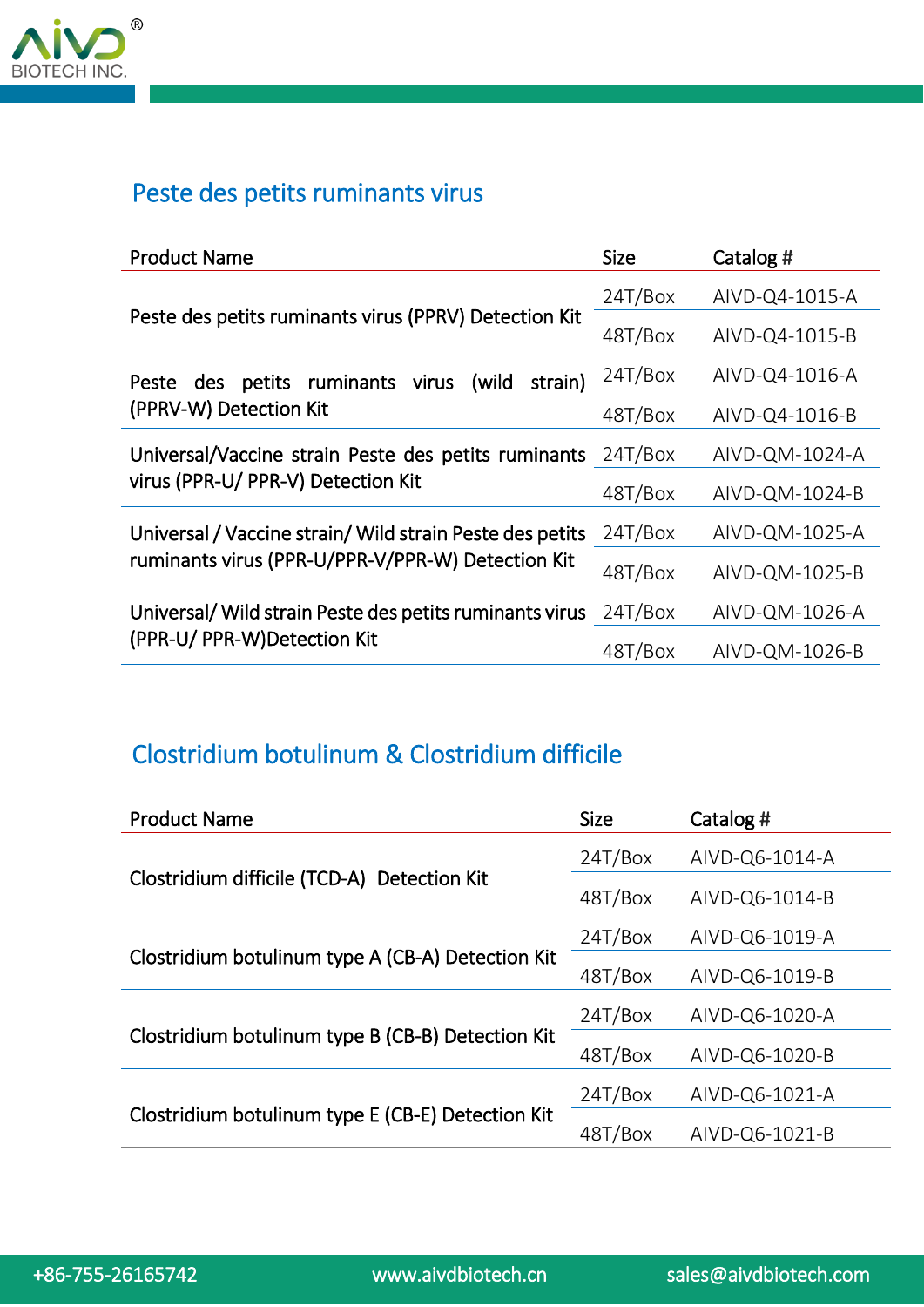## Peste des petits ruminants virus

| Product Name | Size | Catalog # |
|---|---|---|
| Peste des petits ruminants virus (PPRV) Detection Kit | 24T/Box | AIVD-Q4-1015-A |
| | 48T/Box | AIVD-Q4-1015-B |
| Peste des petits ruminants virus (wild strain) (PPRV-W) Detection Kit | 24T/Box | AIVD-Q4-1016-A |
| | 48T/Box | AIVD-Q4-1016-B |
| Universal/Vaccine strain Peste des petits ruminants virus (PPR-U/ PPR-V) Detection Kit | 24T/Box | AIVD-QM-1024-A |
| | 48T/Box | AIVD-QM-1024-B |
| Universal / Vaccine strain/ Wild strain Peste des petits ruminants virus (PPR-U/PPR-V/PPR-W) Detection Kit | 24T/Box | AIVD-QM-1025-A |
| | 48T/Box | AIVD-QM-1025-B |
| Universal/ Wild strain Peste des petits ruminants virus (PPR-U/ PPR-W)Detection Kit | 24T/Box | AIVD-QM-1026-A |
| | 48T/Box | AIVD-QM-1026-B |

## Clostridium botulinum & Clostridium difficile

| Product Name | Size | Catalog # |
|---|---|---|
| Clostridium difficile (TCD-A) Detection Kit | 24T/Box | AIVD-Q6-1014-A |
| | 48T/Box | AIVD-Q6-1014-B |
| Clostridium botulinum type A (CB-A) Detection Kit | 24T/Box | AIVD-Q6-1019-A |
| | 48T/Box | AIVD-Q6-1019-B |
| Clostridium botulinum type B (CB-B) Detection Kit | 24T/Box | AIVD-Q6-1020-A |
| | 48T/Box | AIVD-Q6-1020-B |
| Clostridium botulinum type E (CB-E) Detection Kit | 24T/Box | AIVD-Q6-1021-A |
| | 48T/Box | AIVD-Q6-1021-B |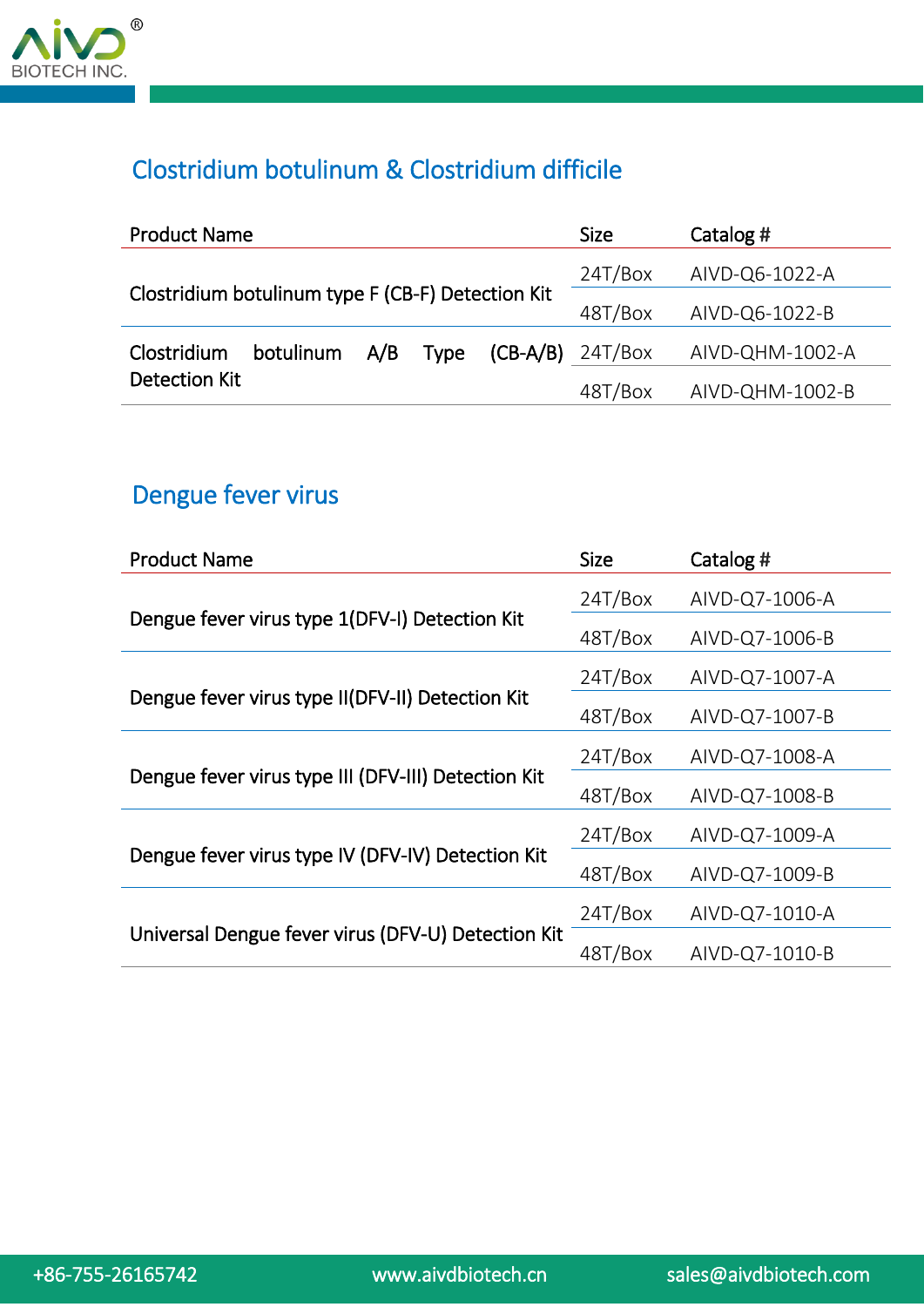## Clostridium botulinum & Clostridium difficile

| Product Name | Size | Catalog # |
|---|---|---|
| Clostridium botulinum type F (CB-F) Detection Kit | 24T/Box | AIVD-Q6-1022-A |
| | 48T/Box | AIVD-Q6-1022-B |
| Clostridium botulinum A/B Type (CB-A/B) Detection Kit | 24T/Box | AIVD-QHM-1002-A |
| | 48T/Box | AIVD-QHM-1002-B |

## Dengue fever virus

| Product Name | Size | Catalog # |
|---|---|---|
| Dengue fever virus type 1(DFV-I) Detection Kit | 24T/Box | AIVD-Q7-1006-A |
| | 48T/Box | AIVD-Q7-1006-B |
| Dengue fever virus type II(DFV-II) Detection Kit | 24T/Box | AIVD-Q7-1007-A |
| | 48T/Box | AIVD-Q7-1007-B |
| Dengue fever virus type III (DFV-III) Detection Kit | 24T/Box | AIVD-Q7-1008-A |
| | 48T/Box | AIVD-Q7-1008-B |
| Dengue fever virus type IV (DFV-IV) Detection Kit | 24T/Box | AIVD-Q7-1009-A |
| | 48T/Box | AIVD-Q7-1009-B |
| Universal Dengue fever virus (DFV-U) Detection Kit | 24T/Box | AIVD-Q7-1010-A |
| | 48T/Box | AIVD-Q7-1010-B |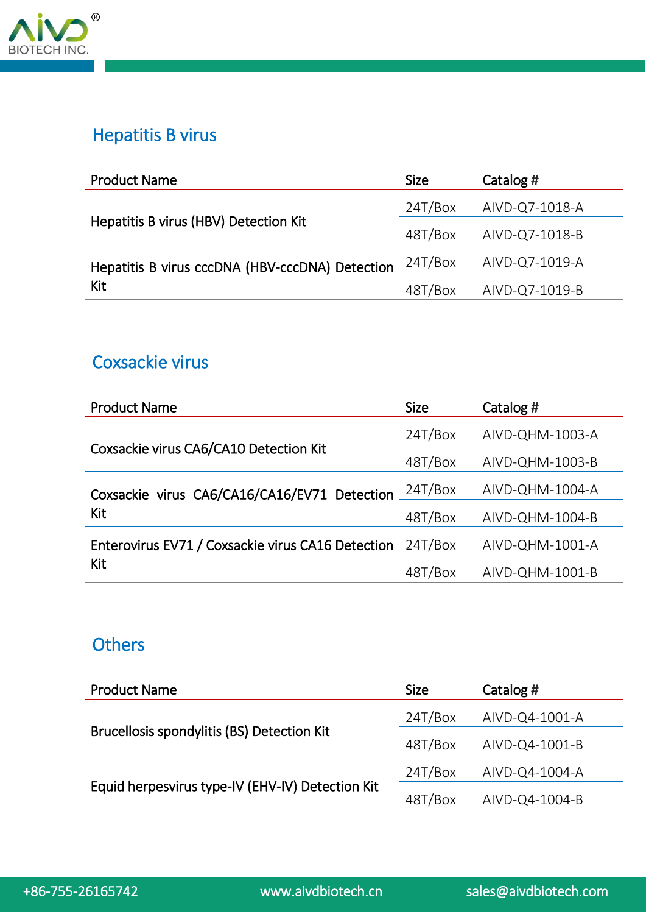## Hepatitis B virus

| Product Name | Size | Catalog # |
|---|---|---|
| Hepatitis B virus (HBV) Detection Kit | 24T/Box | AIVD-Q7-1018-A |
| | 48T/Box | AIVD-Q7-1018-B |
| Hepatitis B virus cccDNA (HBV-cccDNA) Detection Kit | 24T/Box | AIVD-Q7-1019-A |
| | 48T/Box | AIVD-Q7-1019-B |

## Coxsackie virus

| Product Name | Size | Catalog # |
|---|---|---|
| Coxsackie virus CA6/CA10 Detection Kit | 24T/Box | AIVD-QHM-1003-A |
| | 48T/Box | AIVD-QHM-1003-B |
| Coxsackie virus CA6/CA16/CA16/EV71 Detection Kit | 24T/Box | AIVD-QHM-1004-A |
| | 48T/Box | AIVD-QHM-1004-B |
| Enterovirus EV71 / Coxsackie virus CA16 Detection Kit | 24T/Box | AIVD-QHM-1001-A |
| | 48T/Box | AIVD-QHM-1001-B |

## Others

| Product Name | Size | Catalog # |
|---|---|---|
| Brucellosis spondylitis (BS) Detection Kit | 24T/Box | AIVD-Q4-1001-A |
| | 48T/Box | AIVD-Q4-1001-B |
| Equid herpesvirus type-IV (EHV-IV) Detection Kit | 24T/Box | AIVD-Q4-1004-A |
| | 48T/Box | AIVD-Q4-1004-B |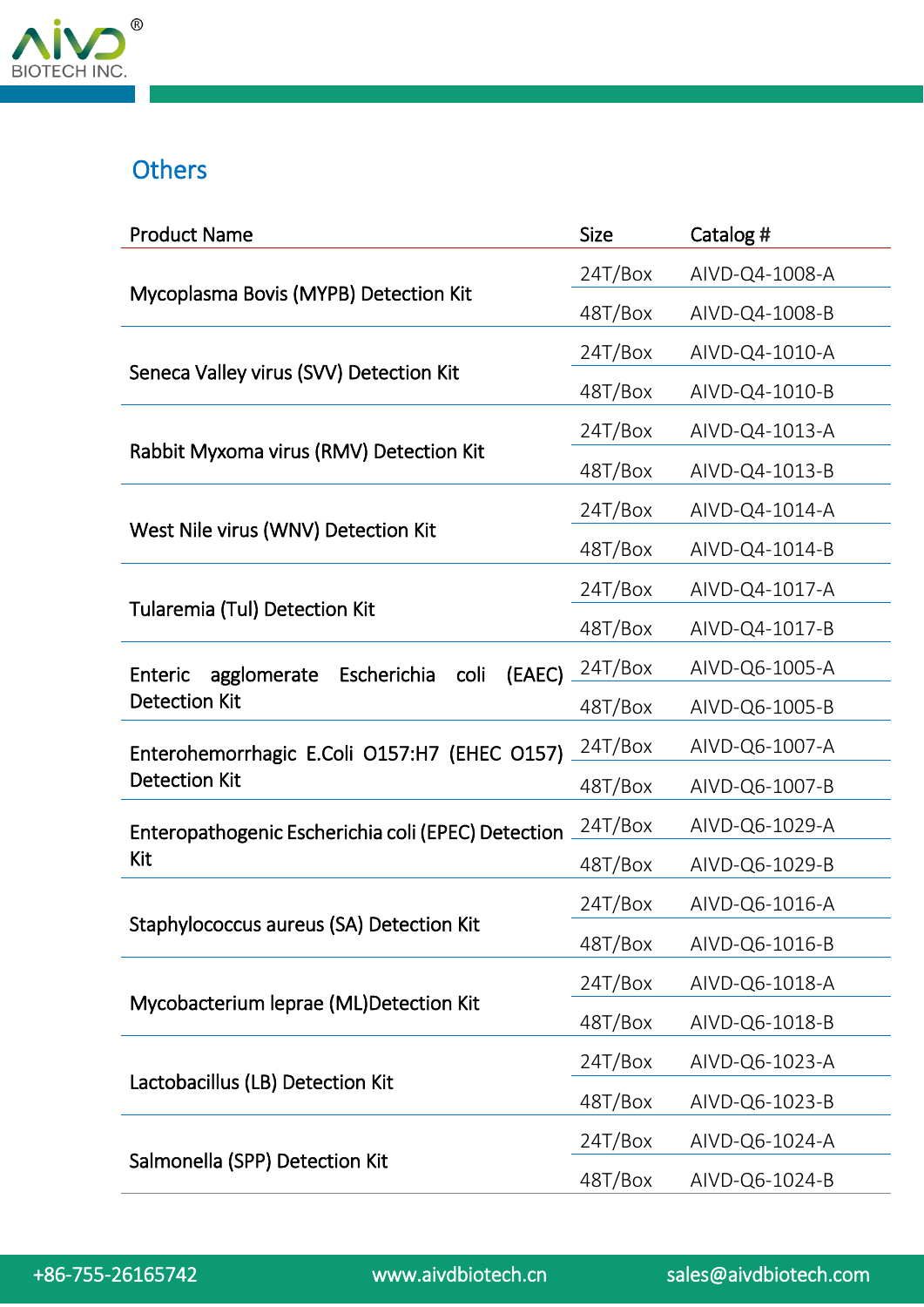## Others

| Product Name | Size | Catalog # |
|---|---|---|
| Mycoplasma Bovis (MYPB) Detection Kit | 24T/Box | AIVD-Q4-1008-A |
| | 48T/Box | AIVD-Q4-1008-B |
| Seneca Valley virus (SVV) Detection Kit | 24T/Box | AIVD-Q4-1010-A |
| | 48T/Box | AIVD-Q4-1010-B |
| Rabbit Myxoma virus (RMV) Detection Kit | 24T/Box | AIVD-Q4-1013-A |
| | 48T/Box | AIVD-Q4-1013-B |
| West Nile virus (WNV) Detection Kit | 24T/Box | AIVD-Q4-1014-A |
| | 48T/Box | AIVD-Q4-1014-B |
| Tularemia (Tul) Detection Kit | 24T/Box | AIVD-Q4-1017-A |
| | 48T/Box | AIVD-Q4-1017-B |
| Enteric agglomerate Escherichia coli (EAEC) Detection Kit | 24T/Box | AIVD-Q6-1005-A |
| | 48T/Box | AIVD-Q6-1005-B |
| Enterohemorrhagic E.Coli O157:H7 (EHEC O157) Detection Kit | 24T/Box | AIVD-Q6-1007-A |
| | 48T/Box | AIVD-Q6-1007-B |
| Enteropathogenic Escherichia coli (EPEC) Detection Kit | 24T/Box | AIVD-Q6-1029-A |
| | 48T/Box | AIVD-Q6-1029-B |
| Staphylococcus aureus (SA) Detection Kit | 24T/Box | AIVD-Q6-1016-A |
| | 48T/Box | AIVD-Q6-1016-B |
| Mycobacterium leprae (ML)Detection Kit | 24T/Box | AIVD-Q6-1018-A |
| | 48T/Box | AIVD-Q6-1018-B |
| Lactobacillus (LB) Detection Kit | 24T/Box | AIVD-Q6-1023-A |
| | 48T/Box | AIVD-Q6-1023-B |
| Salmonella (SPP) Detection Kit | 24T/Box | AIVD-Q6-1024-A |
| | 48T/Box | AIVD-Q6-1024-B |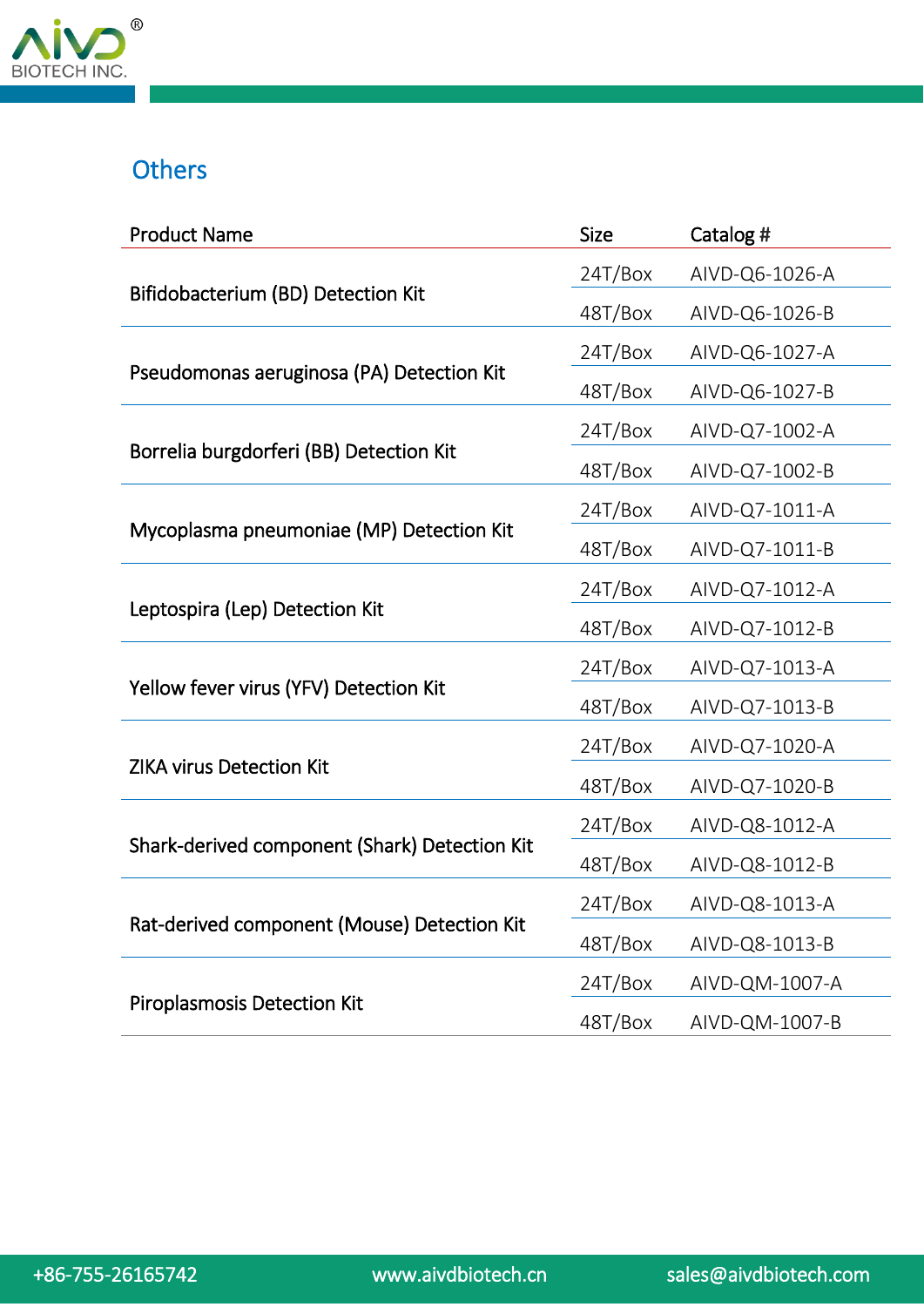## Others

| Product Name | Size | Catalog # |
|---|---|---|
| Bifidobacterium (BD) Detection Kit | 24T/Box | AIVD-Q6-1026-A |
| | 48T/Box | AIVD-Q6-1026-B |
| Pseudomonas aeruginosa (PA) Detection Kit | 24T/Box | AIVD-Q6-1027-A |
| | 48T/Box | AIVD-Q6-1027-B |
| Borrelia burgdorferi (BB) Detection Kit | 24T/Box | AIVD-Q7-1002-A |
| | 48T/Box | AIVD-Q7-1002-B |
| Mycoplasma pneumoniae (MP) Detection Kit | 24T/Box | AIVD-Q7-1011-A |
| | 48T/Box | AIVD-Q7-1011-B |
| Leptospira (Lep) Detection Kit | 24T/Box | AIVD-Q7-1012-A |
| | 48T/Box | AIVD-Q7-1012-B |
| Yellow fever virus (YFV) Detection Kit | 24T/Box | AIVD-Q7-1013-A |
| | 48T/Box | AIVD-Q7-1013-B |
| ZIKA virus Detection Kit | 24T/Box | AIVD-Q7-1020-A |
| | 48T/Box | AIVD-Q7-1020-B |
| Shark-derived component (Shark) Detection Kit | 24T/Box | AIVD-Q8-1012-A |
| | 48T/Box | AIVD-Q8-1012-B |
| Rat-derived component (Mouse) Detection Kit | 24T/Box | AIVD-Q8-1013-A |
| | 48T/Box | AIVD-Q8-1013-B |
| Piroplasmosis Detection Kit | 24T/Box | AIVD-QM-1007-A |
| | 48T/Box | AIVD-QM-1007-B |